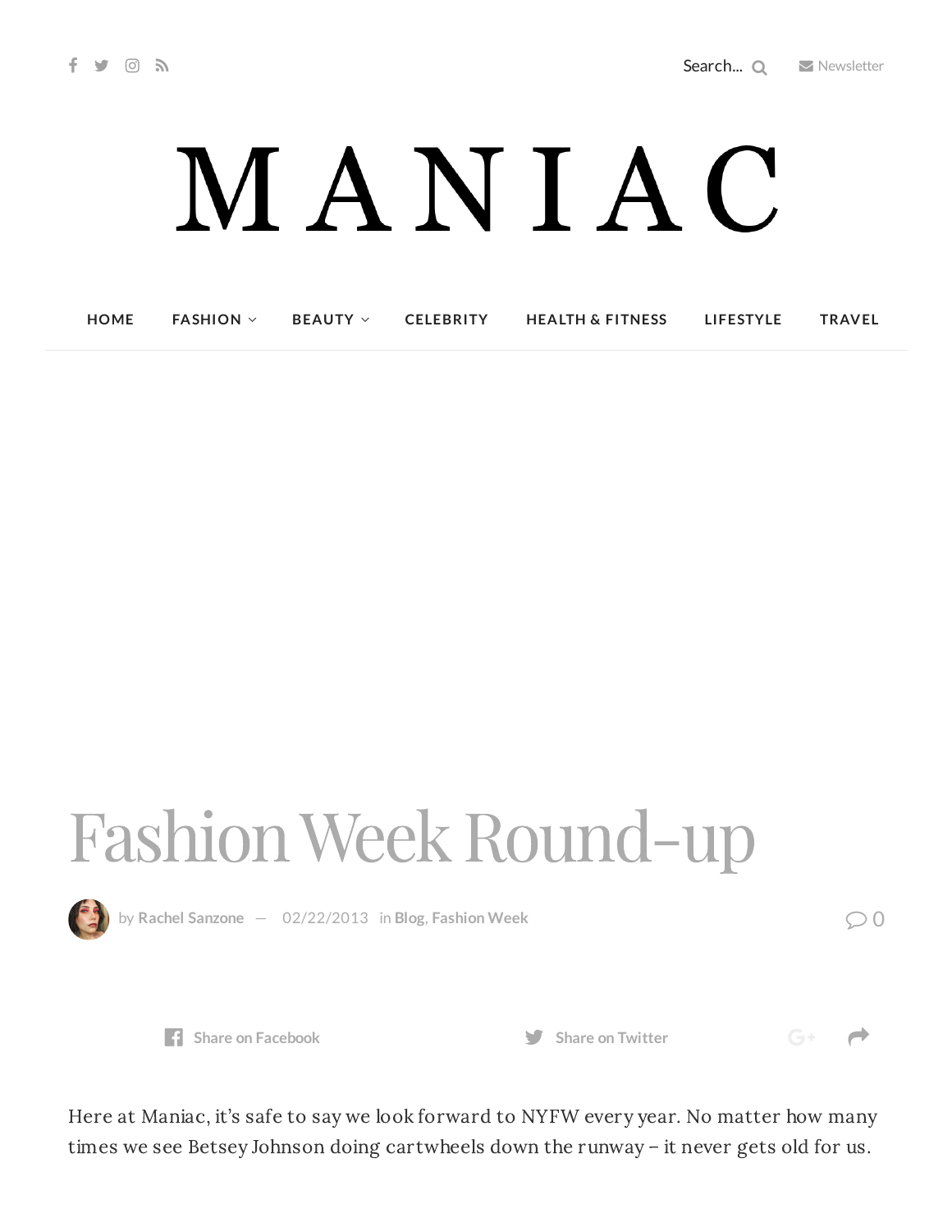# MANIAC

HOME | FASHION | BEAUTY | CELEBRITY | HEALTH & FITNESS | LIFESTYLE | TRAVEL

# Fashion Week Round-up

by **Rachel Sanzone** — 02/22/2013 in **Blog**, **Fashion Week**

Here at Maniac, it's safe to say we look forward to NYFW every year. No matter how many times we see Betsey Johnson doing cartwheels down the runway – it never gets old for us.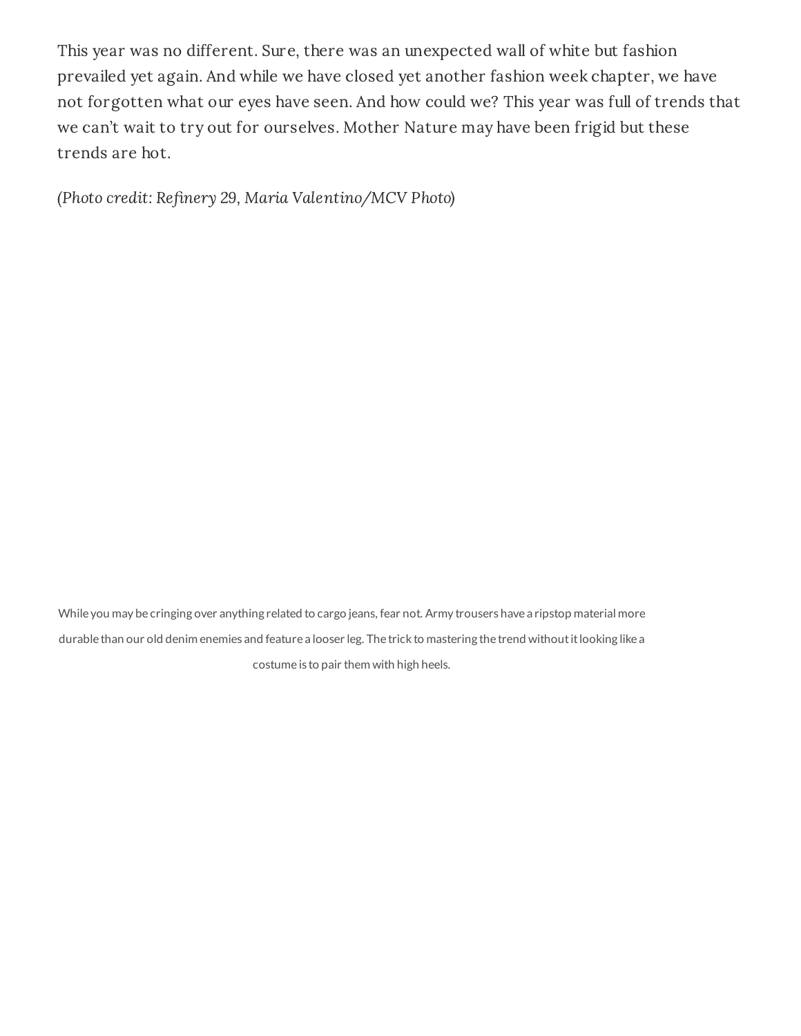This year was no different. Sure, there was an unexpected wall of white but fashion prevailed yet again. And while we have closed yet another fashion week chapter, we have not forgotten what our eyes have seen. And how could we? This year was full of trends that we can't wait to try out for ourselves. Mother Nature may have been frigid but these trends are hot.

*(Photo credit: Refinery 29, Maria Valentino/MCV Photo)*

While you may be cringing over anything related to cargo jeans, fear not. Army trousers have a ripstop material more durable than our old denim enemies and feature a looser leg. The trick to mastering the trend without it looking like a costume is to pair them with high heels.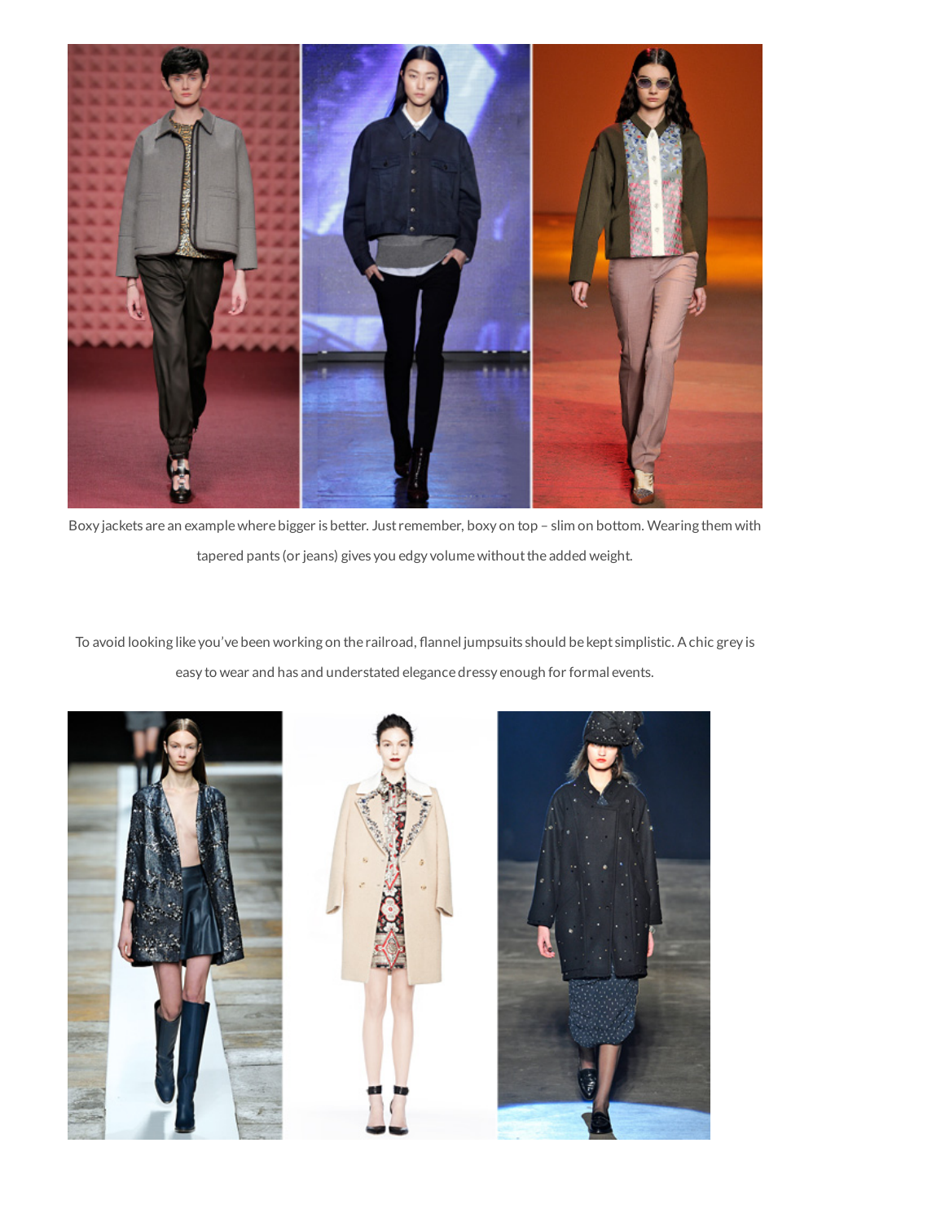Boxy jackets are an example where bigger is better. Just remember, boxy on top – slim on bottom. Wearing them with tapered pants (or jeans) gives you edgy volume without the added weight.

To avoid looking like you've been working on the railroad, flannel jumpsuits should be kept simplistic. A chic grey is easy to wear and has and understated elegance dressy enough for formal events.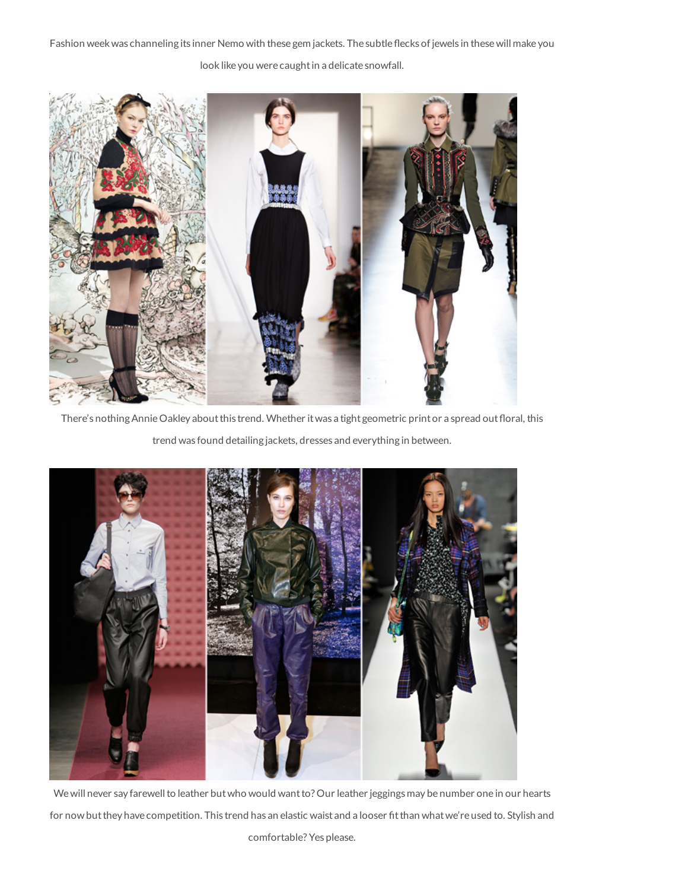Fashion week was channeling its inner Nemo with these gem jackets. The subtle flecks of jewels in these will make you look like you were caught in a delicate snowfall.

There's nothing Annie Oakley about this trend. Whether it was a tight geometric print or a spread out floral, this trend was found detailing jackets, dresses and everything in between.

We will never say farewell to leather but who would want to? Our leather jeggings may be number one in our hearts for now but they have competition. This trend has an elastic waist and a looser fit than what we're used to. Stylish and comfortable? Yes please.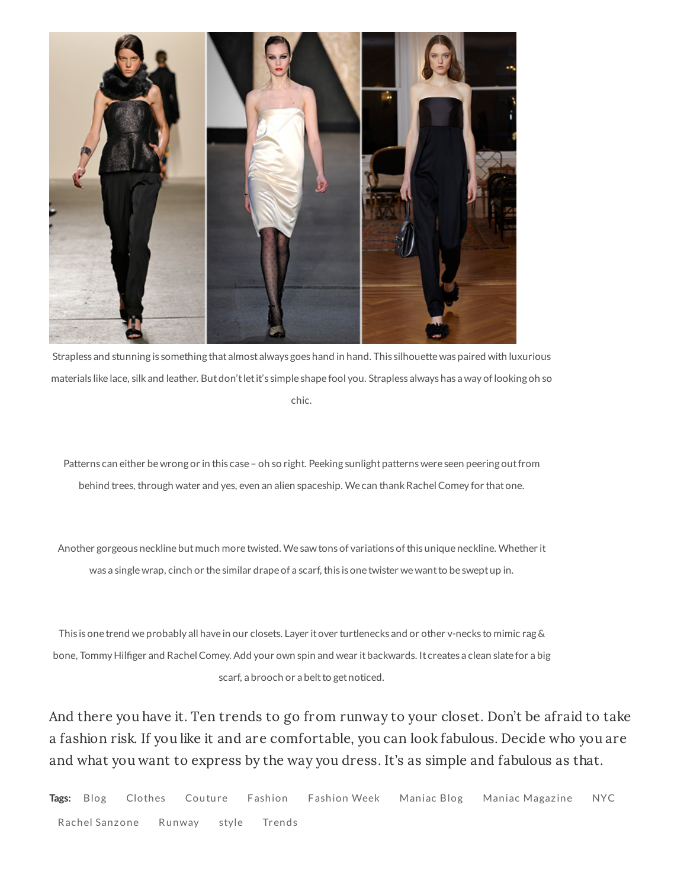Strapless and stunning is something that almost always goes hand in hand. This silhouette was paired with luxurious materials like lace, silk and leather. But don't let it's simple shape fool you. Strapless always has a way of looking oh so chic.

Patterns can either be wrong or in this case – oh so right. Peeking sunlight patterns were seen peering out from behind trees, through water and yes, even an alien spaceship. We can thank Rachel Comey for that one.

Another gorgeous neckline but much more twisted. We saw tons of variations of this unique neckline. Whether it was a single wrap, cinch or the similar drape of a scarf, this is one twister we want to be swept up in.

This is one trend we probably all have in our closets. Layer it over turtlenecks and or other v-necks to mimic rag & bone, Tommy Hilfiger and Rachel Comey. Add your own spin and wear it backwards. It creates a clean slate for a big scarf, a brooch or a belt to get noticed.

And there you have it. Ten trends to go from runway to your closet. Don't be afraid to take a fashion risk. If you like it and are comfortable, you can look fabulous. Decide who you are and what you want to express by the way you dress. It's as simple and fabulous as that.

**Tags:** Blog Clothes Couture Fashion Fashion Week Maniac Blog Maniac Magazine NYC Rachel Sanzone Runway style Trends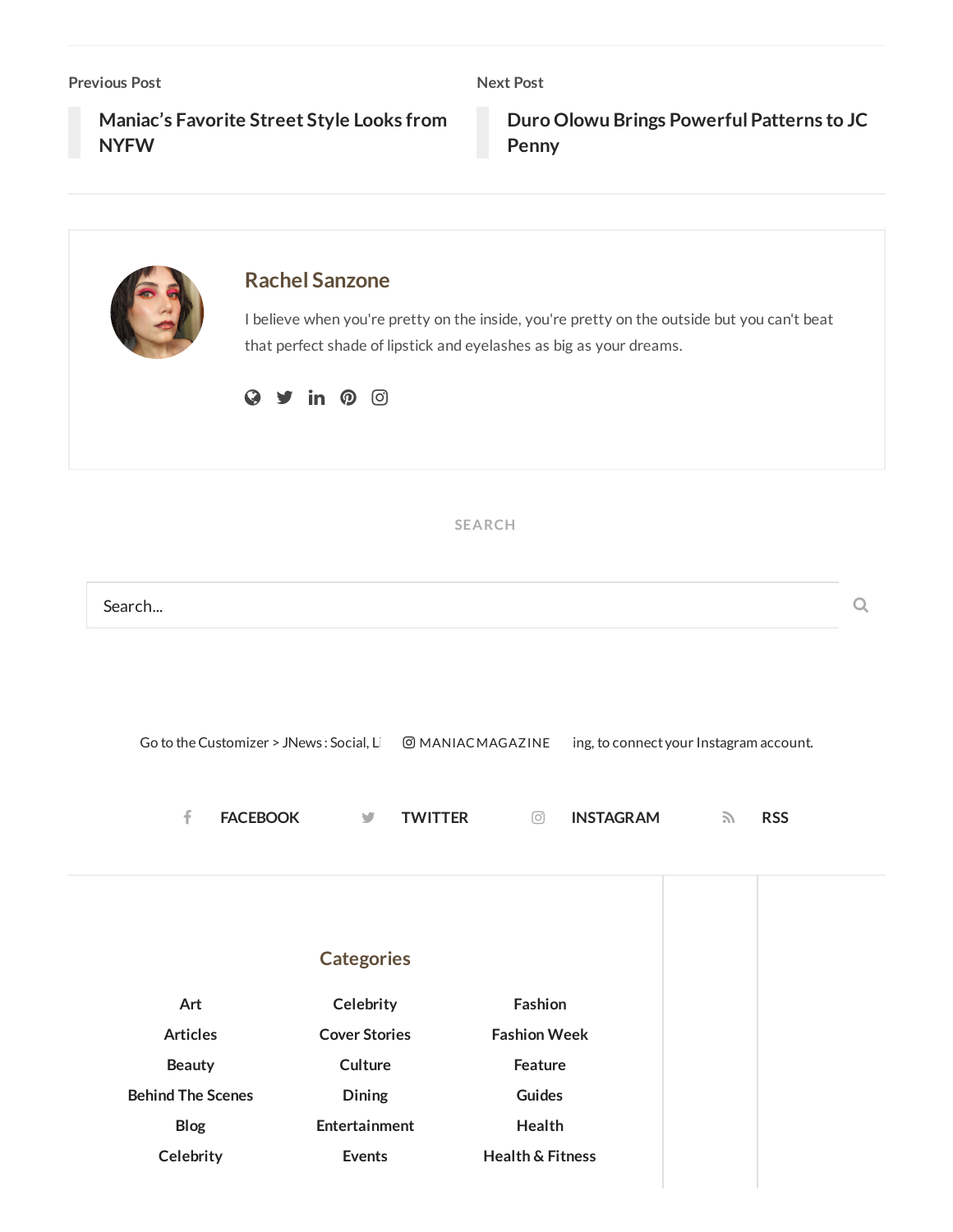Previous Post

**Maniac's Favorite Street Style Looks from NYFW**

Next Post

**Duro Olowu Brings Powerful Patterns to JC Penny**

## Rachel Sanzone

I believe when you're pretty on the inside, you're pretty on the outside but you can't beat that perfect shade of lipstick and eyelashes as big as your dreams.

SEARCH

Search...

Go to the Customizer > JNews : Social, Li MANIACMAGAZINE ing, to connect your Instagram account.

FACEBOOK TWITTER INSTAGRAM RSS

## Categories

- Art
- Articles
- Beauty
- Behind The Scenes
- Blog
- Celebrity
- Celebrity
- Cover Stories
- Culture
- Dining
- Entertainment
- Events
- Fashion
- Fashion Week
- Feature
- Guides
- Health
- Health & Fitness